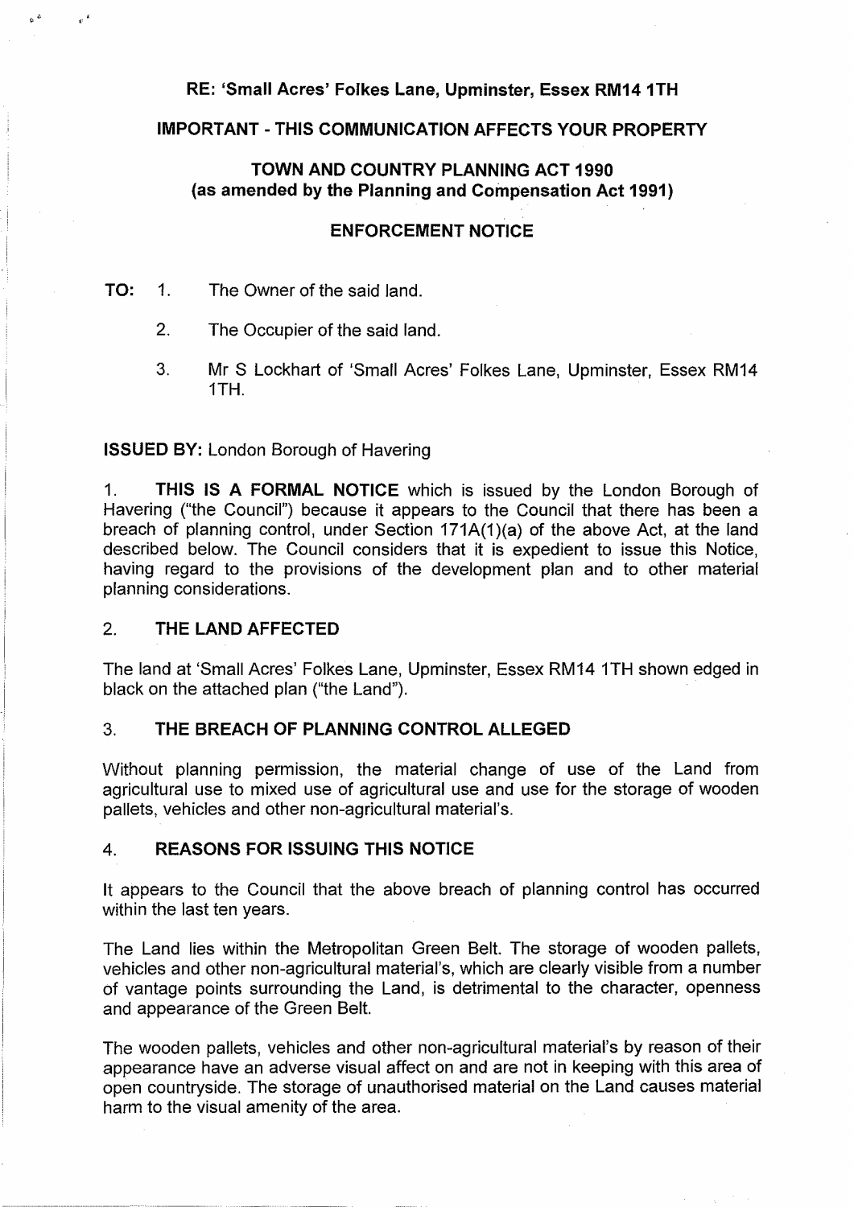**RE: 'Small Acres' Folkes Lane, Upminster, Essex RM14 1TH**

**IMPORTANT - THIS COMMUNICATION AFFECTS YOUR PROPERTY**

**TOWN AND COUNTRY PLANNING ACT 1990**
**(as amended by the Planning and Compensation Act 1991)**

**ENFORCEMENT NOTICE**

**TO:**

1. The Owner of the said land.
2. The Occupier of the said land.
3. Mr S Lockhart of 'Small Acres' Folkes Lane, Upminster, Essex RM14 1TH.

**ISSUED BY:** London Borough of Havering

1. **THIS IS A FORMAL NOTICE** which is issued by the London Borough of Havering ("the Council") because it appears to the Council that there has been a breach of planning control, under Section 171A(1)(a) of the above Act, at the land described below. The Council considers that it is expedient to issue this Notice, having regard to the provisions of the development plan and to other material planning considerations.

## 2. THE LAND AFFECTED

The land at 'Small Acres' Folkes Lane, Upminster, Essex RM14 1TH shown edged in black on the attached plan ("the Land").

## 3. THE BREACH OF PLANNING CONTROL ALLEGED

Without planning permission, the material change of use of the Land from agricultural use to mixed use of agricultural use and use for the storage of wooden pallets, vehicles and other non-agricultural material's.

## 4. REASONS FOR ISSUING THIS NOTICE

It appears to the Council that the above breach of planning control has occurred within the last ten years.

The Land lies within the Metropolitan Green Belt. The storage of wooden pallets, vehicles and other non-agricultural material's, which are clearly visible from a number of vantage points surrounding the Land, is detrimental to the character, openness and appearance of the Green Belt.

The wooden pallets, vehicles and other non-agricultural material's by reason of their appearance have an adverse visual affect on and are not in keeping with this area of open countryside. The storage of unauthorised material on the Land causes material harm to the visual amenity of the area.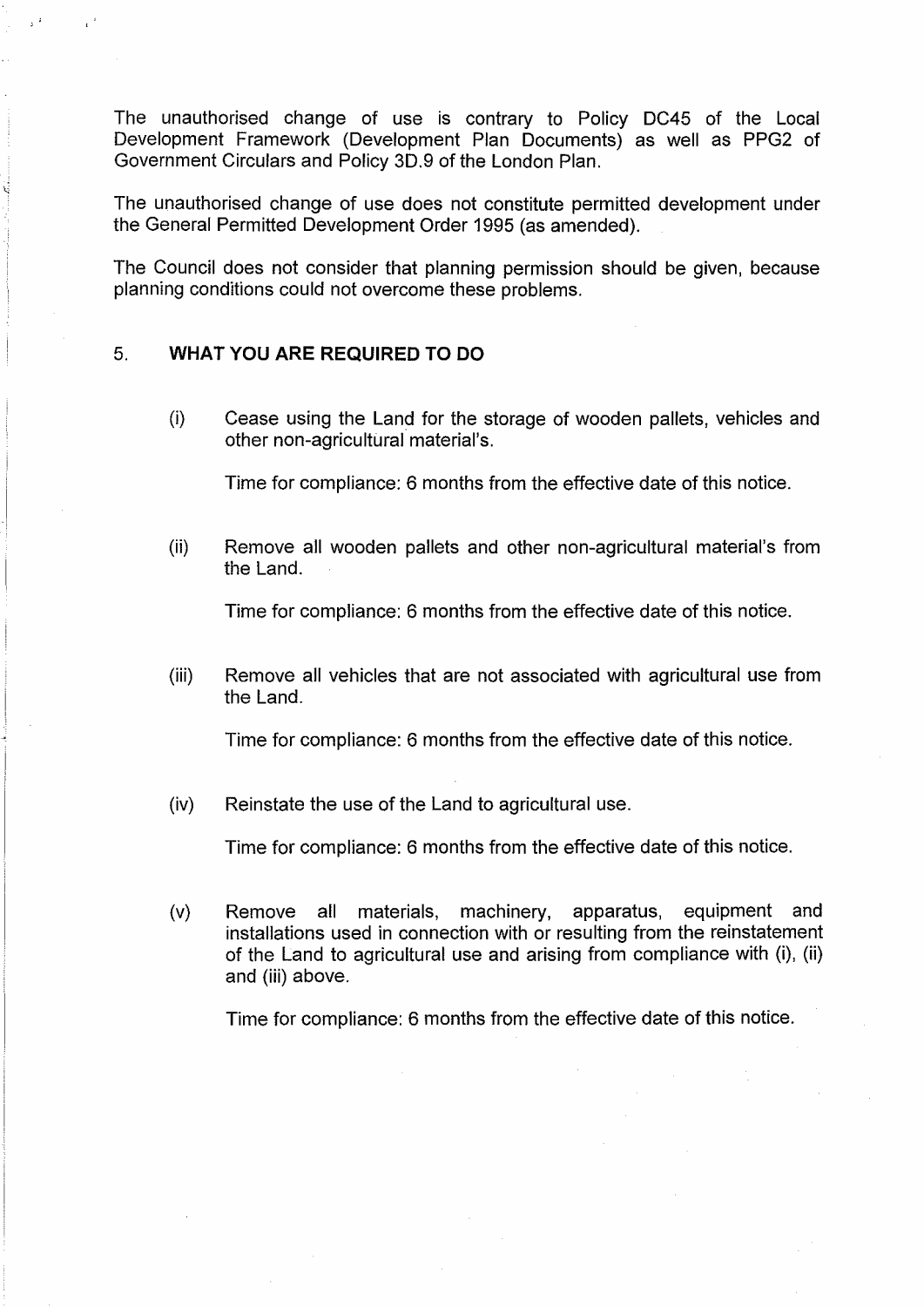The unauthorised change of use is contrary to Policy DC45 of the Local Development Framework (Development Plan Documents) as well as PPG2 of Government Circulars and Policy 3D.9 of the London Plan.

The unauthorised change of use does not constitute permitted development under the General Permitted Development Order 1995 (as amended).

The Council does not consider that planning permission should be given, because planning conditions could not overcome these problems.

## 5. WHAT YOU ARE REQUIRED TO DO

(i) Cease using the Land for the storage of wooden pallets, vehicles and other non-agricultural material's.

Time for compliance: 6 months from the effective date of this notice.

(ii) Remove all wooden pallets and other non-agricultural material's from the Land.

Time for compliance: 6 months from the effective date of this notice.

(iii) Remove all vehicles that are not associated with agricultural use from the Land.

Time for compliance: 6 months from the effective date of this notice.

(iv) Reinstate the use of the Land to agricultural use.

Time for compliance: 6 months from the effective date of this notice.

(v) Remove all materials, machinery, apparatus, equipment and installations used in connection with or resulting from the reinstatement of the Land to agricultural use and arising from compliance with (i), (ii) and (iii) above.

Time for compliance: 6 months from the effective date of this notice.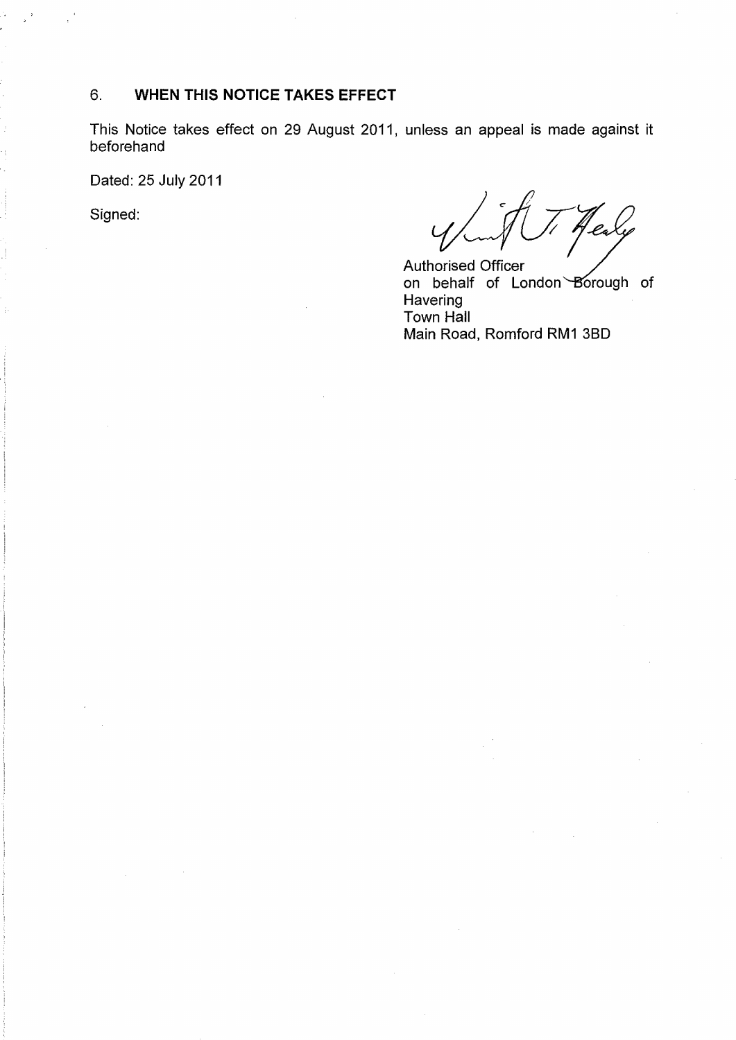## 6. WHEN THIS NOTICE TAKES EFFECT

This Notice takes effect on 29 August 2011, unless an appeal is made against it beforehand

Dated: 25 July 2011

Signed:

Authorised Officer
on behalf of London Borough of Havering
Town Hall
Main Road, Romford RM1 3BD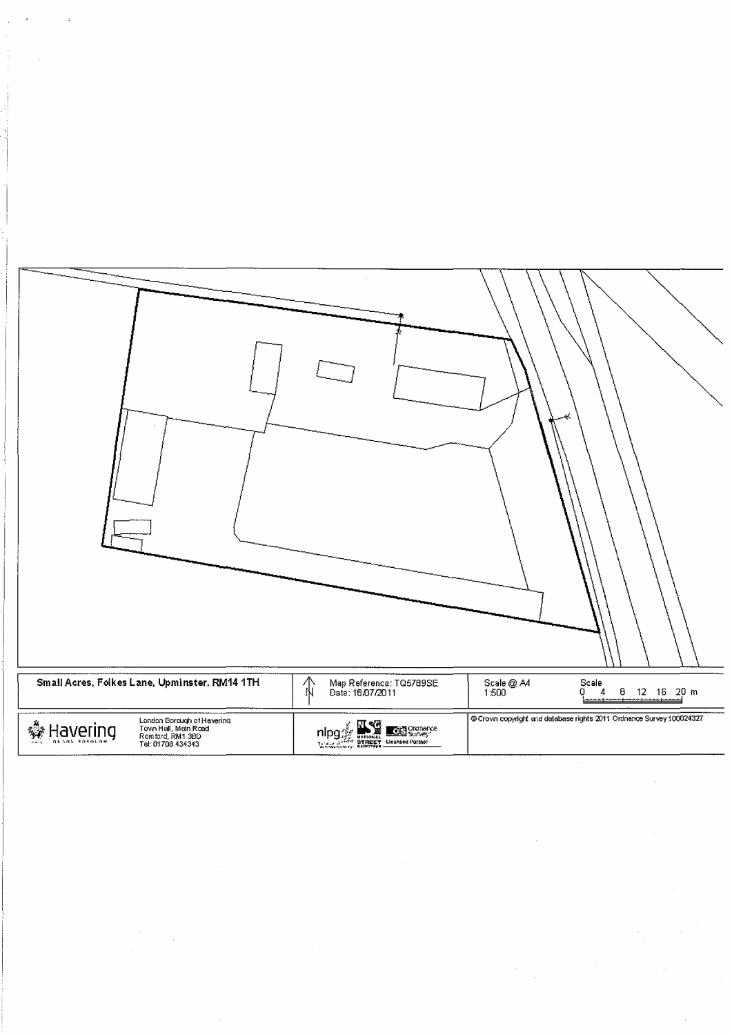| Small Acres, Folkes Lane, Upminster. RM14 1TH | N Map Reference: TQ5789SE Date: 18/07/2011 | Scale @ A4 1:500 | Scale 0 4 8 12 16 20 m |
| --- | --- | --- | --- |
| Havering — London Borough of Havering, Town Hall, Main Road, Romford, RM1 3BD, Tel: 01708 434343 | nlpg, National Street Gazetteer, Ordnance Survey Licensed Partner | © Crown copyright and database rights 2011 Ordnance Survey 100024327 | |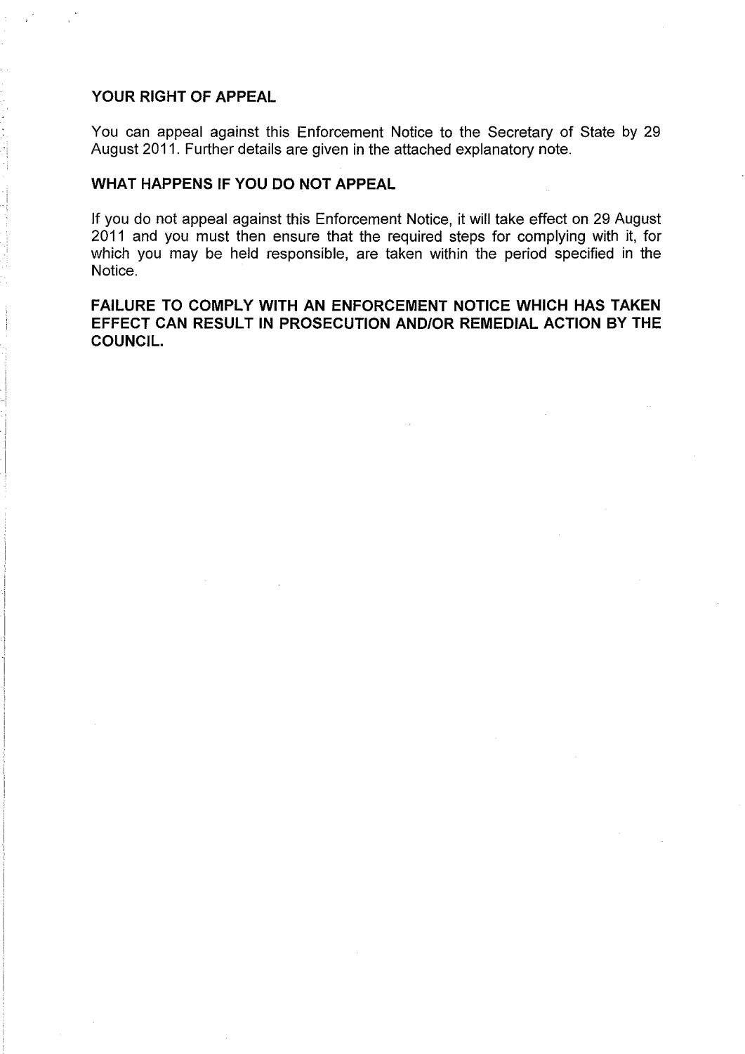**YOUR RIGHT OF APPEAL**

You can appeal against this Enforcement Notice to the Secretary of State by 29 August 2011. Further details are given in the attached explanatory note.

**WHAT HAPPENS IF YOU DO NOT APPEAL**

If you do not appeal against this Enforcement Notice, it will take effect on 29 August 2011 and you must then ensure that the required steps for complying with it, for which you may be held responsible, are taken within the period specified in the Notice.

**FAILURE TO COMPLY WITH AN ENFORCEMENT NOTICE WHICH HAS TAKEN EFFECT CAN RESULT IN PROSECUTION AND/OR REMEDIAL ACTION BY THE COUNCIL.**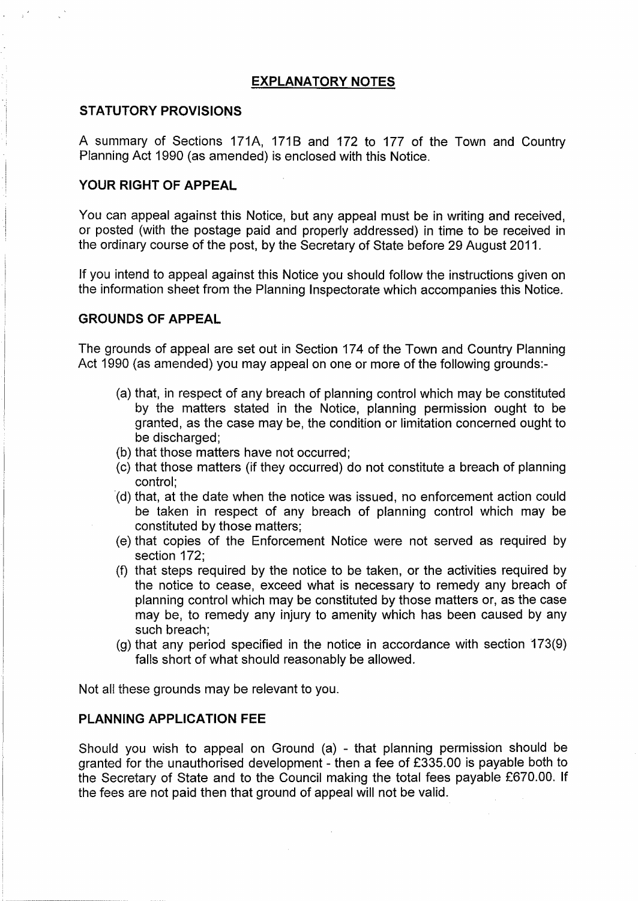## EXPLANATORY NOTES

### STATUTORY PROVISIONS

A summary of Sections 171A, 171B and 172 to 177 of the Town and Country Planning Act 1990 (as amended) is enclosed with this Notice.

### YOUR RIGHT OF APPEAL

You can appeal against this Notice, but any appeal must be in writing and received, or posted (with the postage paid and properly addressed) in time to be received in the ordinary course of the post, by the Secretary of State before 29 August 2011.

If you intend to appeal against this Notice you should follow the instructions given on the information sheet from the Planning Inspectorate which accompanies this Notice.

### GROUNDS OF APPEAL

The grounds of appeal are set out in Section 174 of the Town and Country Planning Act 1990 (as amended) you may appeal on one or more of the following grounds:-

(a) that, in respect of any breach of planning control which may be constituted by the matters stated in the Notice, planning permission ought to be granted, as the case may be, the condition or limitation concerned ought to be discharged;
(b) that those matters have not occurred;
(c) that those matters (if they occurred) do not constitute a breach of planning control;
(d) that, at the date when the notice was issued, no enforcement action could be taken in respect of any breach of planning control which may be constituted by those matters;
(e) that copies of the Enforcement Notice were not served as required by section 172;
(f) that steps required by the notice to be taken, or the activities required by the notice to cease, exceed what is necessary to remedy any breach of planning control which may be constituted by those matters or, as the case may be, to remedy any injury to amenity which has been caused by any such breach;
(g) that any period specified in the notice in accordance with section 173(9) falls short of what should reasonably be allowed.

Not all these grounds may be relevant to you.

### PLANNING APPLICATION FEE

Should you wish to appeal on Ground (a) - that planning permission should be granted for the unauthorised development - then a fee of £335.00 is payable both to the Secretary of State and to the Council making the total fees payable £670.00. If the fees are not paid then that ground of appeal will not be valid.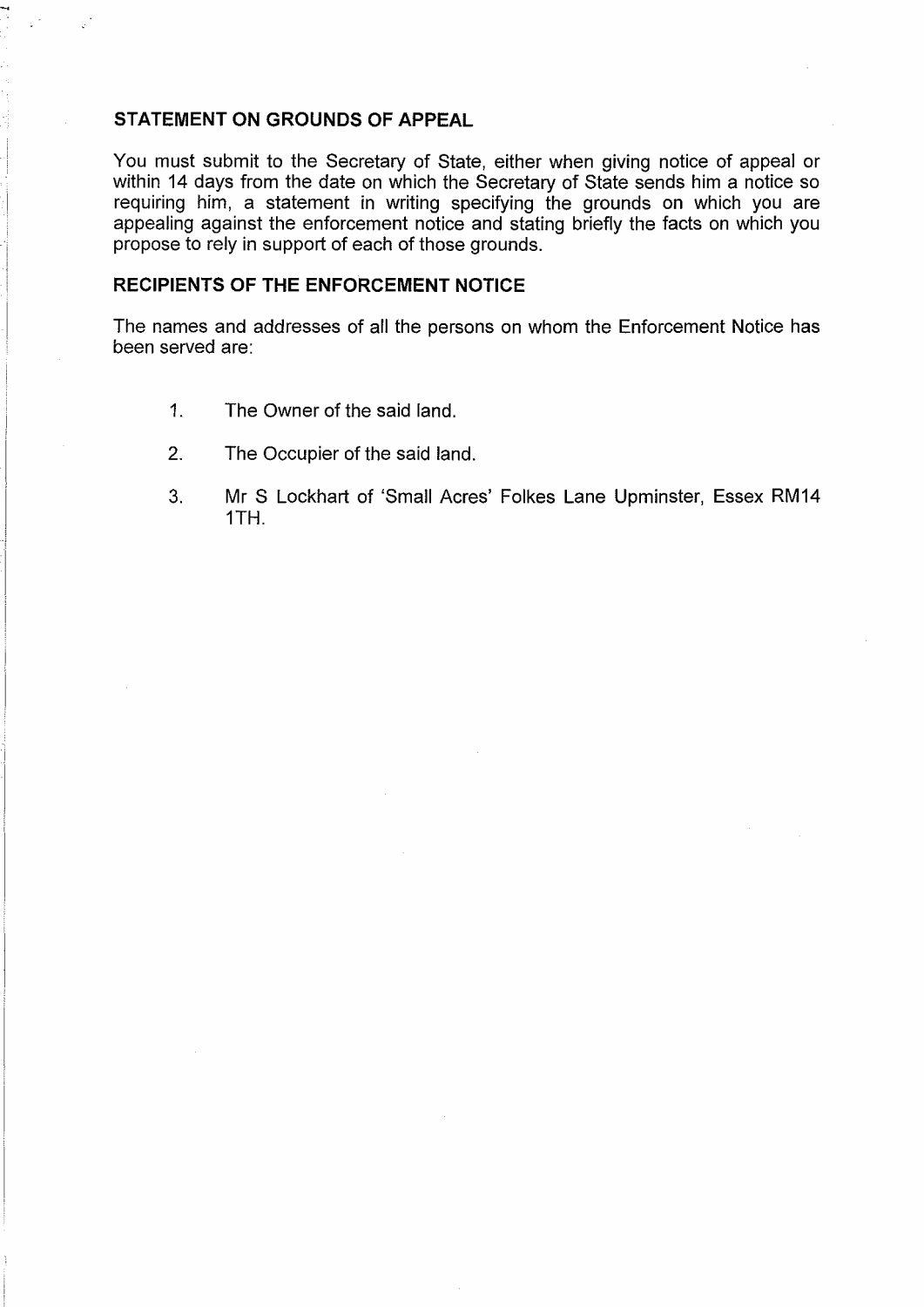## STATEMENT ON GROUNDS OF APPEAL

You must submit to the Secretary of State, either when giving notice of appeal or within 14 days from the date on which the Secretary of State sends him a notice so requiring him, a statement in writing specifying the grounds on which you are appealing against the enforcement notice and stating briefly the facts on which you propose to rely in support of each of those grounds.

## RECIPIENTS OF THE ENFORCEMENT NOTICE

The names and addresses of all the persons on whom the Enforcement Notice has been served are:

1. The Owner of the said land.
2. The Occupier of the said land.
3. Mr S Lockhart of 'Small Acres' Folkes Lane Upminster, Essex RM14 1TH.